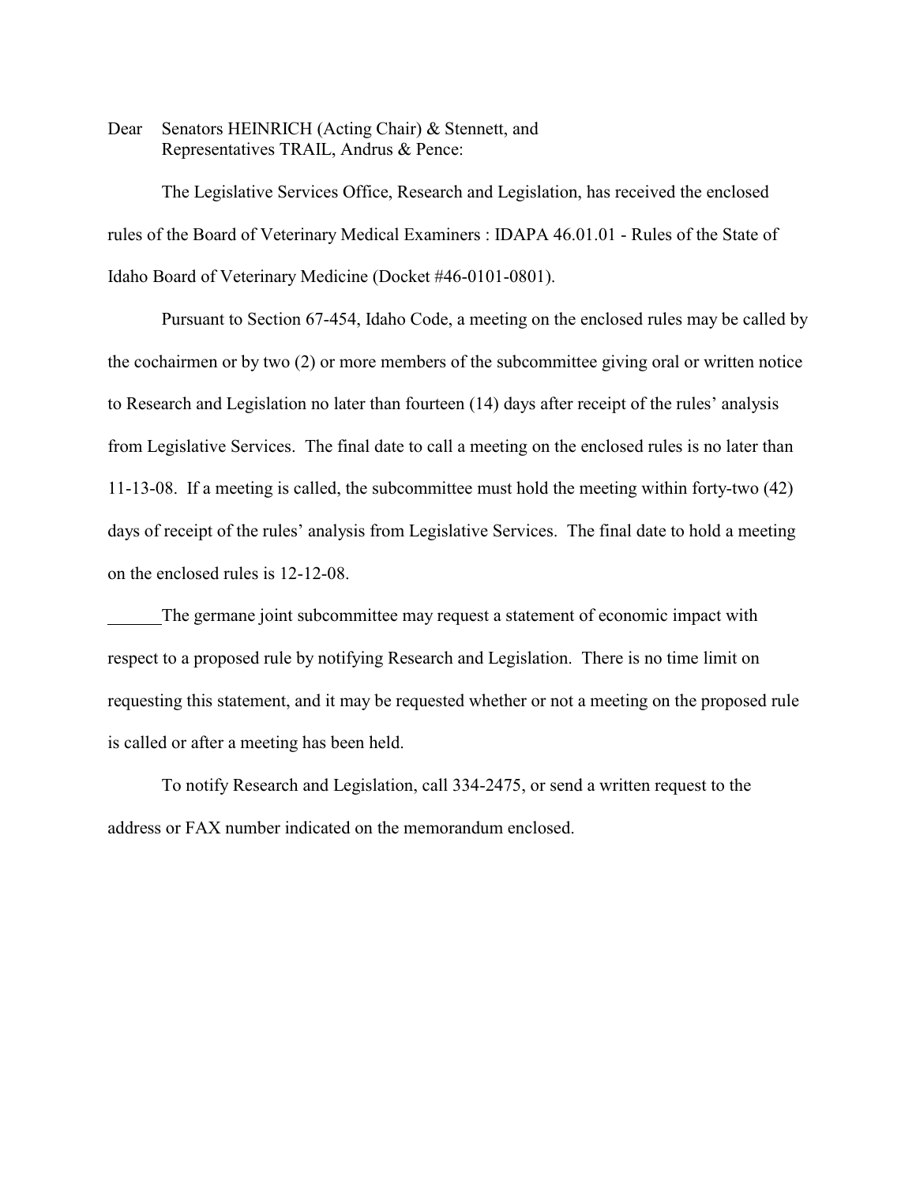Dear Senators HEINRICH (Acting Chair) & Stennett, and
Representatives TRAIL, Andrus & Pence:

The Legislative Services Office, Research and Legislation, has received the enclosed rules of the Board of Veterinary Medical Examiners : IDAPA 46.01.01 - Rules of the State of Idaho Board of Veterinary Medicine (Docket #46-0101-0801).

Pursuant to Section 67-454, Idaho Code, a meeting on the enclosed rules may be called by the cochairmen or by two (2) or more members of the subcommittee giving oral or written notice to Research and Legislation no later than fourteen (14) days after receipt of the rules' analysis from Legislative Services. The final date to call a meeting on the enclosed rules is no later than 11-13-08. If a meeting is called, the subcommittee must hold the meeting within forty-two (42) days of receipt of the rules' analysis from Legislative Services. The final date to hold a meeting on the enclosed rules is 12-12-08.

______The germane joint subcommittee may request a statement of economic impact with respect to a proposed rule by notifying Research and Legislation. There is no time limit on requesting this statement, and it may be requested whether or not a meeting on the proposed rule is called or after a meeting has been held.

To notify Research and Legislation, call 334-2475, or send a written request to the address or FAX number indicated on the memorandum enclosed.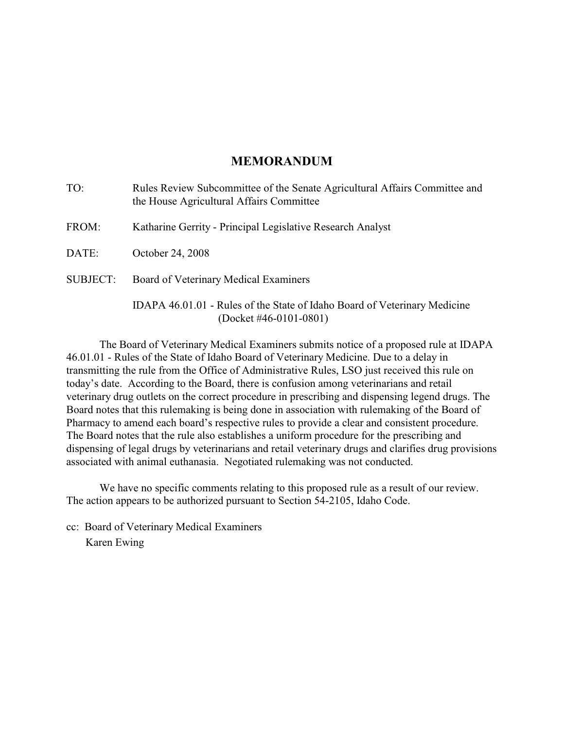# MEMORANDUM

TO: Rules Review Subcommittee of the Senate Agricultural Affairs Committee and the House Agricultural Affairs Committee

FROM: Katharine Gerrity - Principal Legislative Research Analyst

DATE: October 24, 2008

SUBJECT: Board of Veterinary Medical Examiners

IDAPA 46.01.01 - Rules of the State of Idaho Board of Veterinary Medicine (Docket #46-0101-0801)

The Board of Veterinary Medical Examiners submits notice of a proposed rule at IDAPA 46.01.01 - Rules of the State of Idaho Board of Veterinary Medicine. Due to a delay in transmitting the rule from the Office of Administrative Rules, LSO just received this rule on today's date. According to the Board, there is confusion among veterinarians and retail veterinary drug outlets on the correct procedure in prescribing and dispensing legend drugs. The Board notes that this rulemaking is being done in association with rulemaking of the Board of Pharmacy to amend each board's respective rules to provide a clear and consistent procedure. The Board notes that the rule also establishes a uniform procedure for the prescribing and dispensing of legal drugs by veterinarians and retail veterinary drugs and clarifies drug provisions associated with animal euthanasia. Negotiated rulemaking was not conducted.

We have no specific comments relating to this proposed rule as a result of our review. The action appears to be authorized pursuant to Section 54-2105, Idaho Code.

cc: Board of Veterinary Medical Examiners
Karen Ewing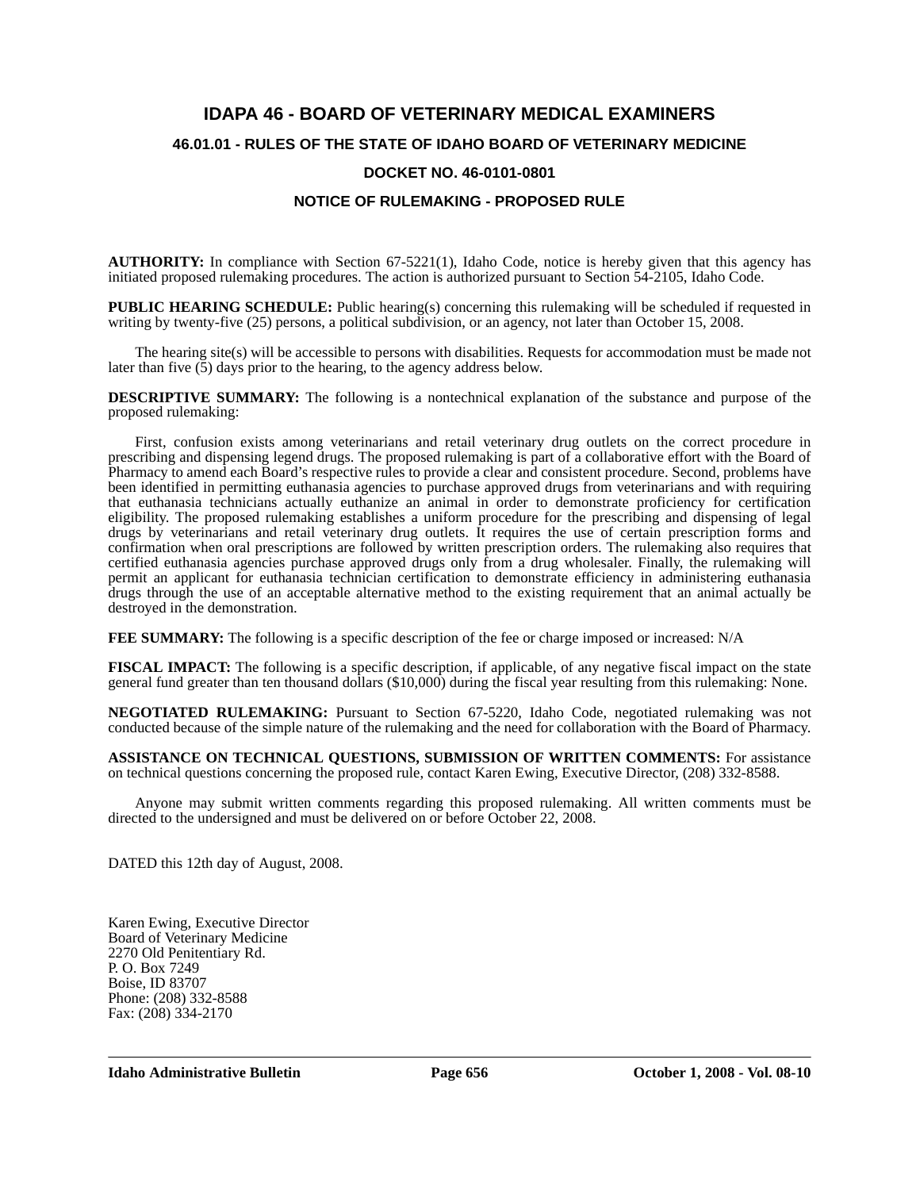# IDAPA 46 - BOARD OF VETERINARY MEDICAL EXAMINERS

## 46.01.01 - RULES OF THE STATE OF IDAHO BOARD OF VETERINARY MEDICINE

## DOCKET NO. 46-0101-0801

## NOTICE OF RULEMAKING - PROPOSED RULE

**AUTHORITY:** In compliance with Section 67-5221(1), Idaho Code, notice is hereby given that this agency has initiated proposed rulemaking procedures. The action is authorized pursuant to Section 54-2105, Idaho Code.

**PUBLIC HEARING SCHEDULE:** Public hearing(s) concerning this rulemaking will be scheduled if requested in writing by twenty-five (25) persons, a political subdivision, or an agency, not later than October 15, 2008.

The hearing site(s) will be accessible to persons with disabilities. Requests for accommodation must be made not later than five (5) days prior to the hearing, to the agency address below.

**DESCRIPTIVE SUMMARY:** The following is a nontechnical explanation of the substance and purpose of the proposed rulemaking:

First, confusion exists among veterinarians and retail veterinary drug outlets on the correct procedure in prescribing and dispensing legend drugs. The proposed rulemaking is part of a collaborative effort with the Board of Pharmacy to amend each Board's respective rules to provide a clear and consistent procedure. Second, problems have been identified in permitting euthanasia agencies to purchase approved drugs from veterinarians and with requiring that euthanasia technicians actually euthanize an animal in order to demonstrate proficiency for certification eligibility. The proposed rulemaking establishes a uniform procedure for the prescribing and dispensing of legal drugs by veterinarians and retail veterinary drug outlets. It requires the use of certain prescription forms and confirmation when oral prescriptions are followed by written prescription orders. The rulemaking also requires that certified euthanasia agencies purchase approved drugs only from a drug wholesaler. Finally, the rulemaking will permit an applicant for euthanasia technician certification to demonstrate efficiency in administering euthanasia drugs through the use of an acceptable alternative method to the existing requirement that an animal actually be destroyed in the demonstration.

**FEE SUMMARY:** The following is a specific description of the fee or charge imposed or increased: N/A

**FISCAL IMPACT:** The following is a specific description, if applicable, of any negative fiscal impact on the state general fund greater than ten thousand dollars ($10,000) during the fiscal year resulting from this rulemaking: None.

**NEGOTIATED RULEMAKING:** Pursuant to Section 67-5220, Idaho Code, negotiated rulemaking was not conducted because of the simple nature of the rulemaking and the need for collaboration with the Board of Pharmacy.

**ASSISTANCE ON TECHNICAL QUESTIONS, SUBMISSION OF WRITTEN COMMENTS:** For assistance on technical questions concerning the proposed rule, contact Karen Ewing, Executive Director, (208) 332-8588.

Anyone may submit written comments regarding this proposed rulemaking. All written comments must be directed to the undersigned and must be delivered on or before October 22, 2008.

DATED this 12th day of August, 2008.

Karen Ewing, Executive Director
Board of Veterinary Medicine
2270 Old Penitentiary Rd.
P. O. Box 7249
Boise, ID 83707
Phone: (208) 332-8588
Fax: (208) 334-2170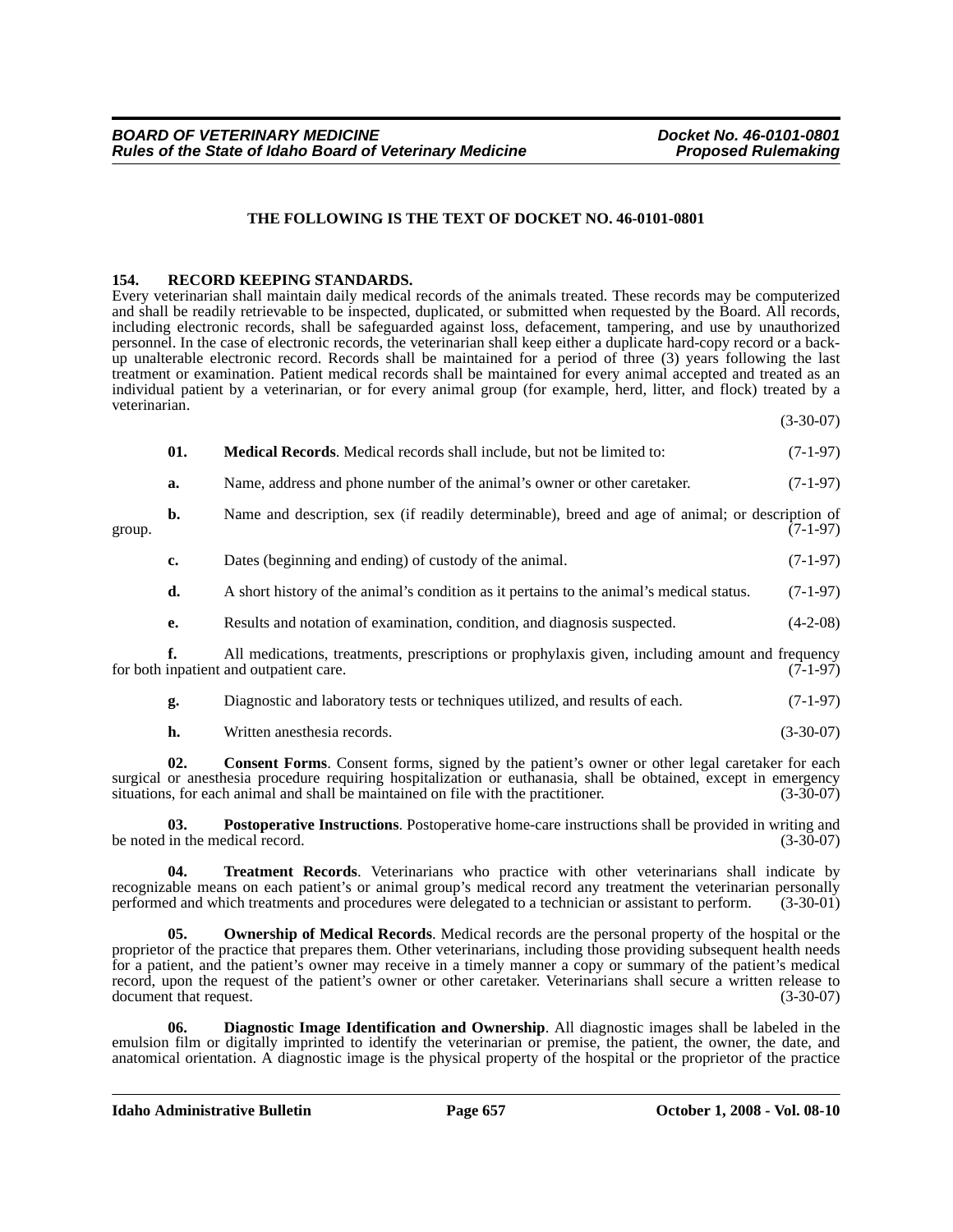THE FOLLOWING IS THE TEXT OF DOCKET NO. 46-0101-0801

**154. RECORD KEEPING STANDARDS.**

Every veterinarian shall maintain daily medical records of the animals treated. These records may be computerized and shall be readily retrievable to be inspected, duplicated, or submitted when requested by the Board. All records, including electronic records, shall be safeguarded against loss, defacement, tampering, and use by unauthorized personnel. In the case of electronic records, the veterinarian shall keep either a duplicate hard-copy record or a back-up unalterable electronic record. Records shall be maintained for a period of three (3) years following the last treatment or examination. Patient medical records shall be maintained for every animal accepted and treated as an individual patient by a veterinarian, or for every animal group (for example, herd, litter, and flock) treated by a veterinarian. (3-30-07)

**01. Medical Records**. Medical records shall include, but not be limited to: (7-1-97)

**a.** Name, address and phone number of the animal's owner or other caretaker. (7-1-97)

**b.** Name and description, sex (if readily determinable), breed and age of animal; or description of group. (7-1-97)

**c.** Dates (beginning and ending) of custody of the animal. (7-1-97)

**d.** A short history of the animal's condition as it pertains to the animal's medical status. (7-1-97)

**e.** Results and notation of examination, condition, and diagnosis suspected. (4-2-08)

**f.** All medications, treatments, prescriptions or prophylaxis given, including amount and frequency for both inpatient and outpatient care. (7-1-97)

**g.** Diagnostic and laboratory tests or techniques utilized, and results of each. (7-1-97)

**h.** Written anesthesia records. (3-30-07)

**02. Consent Forms**. Consent forms, signed by the patient's owner or other legal caretaker for each surgical or anesthesia procedure requiring hospitalization or euthanasia, shall be obtained, except in emergency situations, for each animal and shall be maintained on file with the practitioner. (3-30-07)

**03. Postoperative Instructions**. Postoperative home-care instructions shall be provided in writing and be noted in the medical record. (3-30-07)

**04. Treatment Records**. Veterinarians who practice with other veterinarians shall indicate by recognizable means on each patient's or animal group's medical record any treatment the veterinarian personally performed and which treatments and procedures were delegated to a technician or assistant to perform. (3-30-01)

**05. Ownership of Medical Records**. Medical records are the personal property of the hospital or the proprietor of the practice that prepares them. Other veterinarians, including those providing subsequent health needs for a patient, and the patient's owner may receive in a timely manner a copy or summary of the patient's medical record, upon the request of the patient's owner or other caretaker. Veterinarians shall secure a written release to document that request. (3-30-07)

**06. Diagnostic Image Identification and Ownership**. All diagnostic images shall be labeled in the emulsion film or digitally imprinted to identify the veterinarian or premise, the patient, the owner, the date, and anatomical orientation. A diagnostic image is the physical property of the hospital or the proprietor of the practice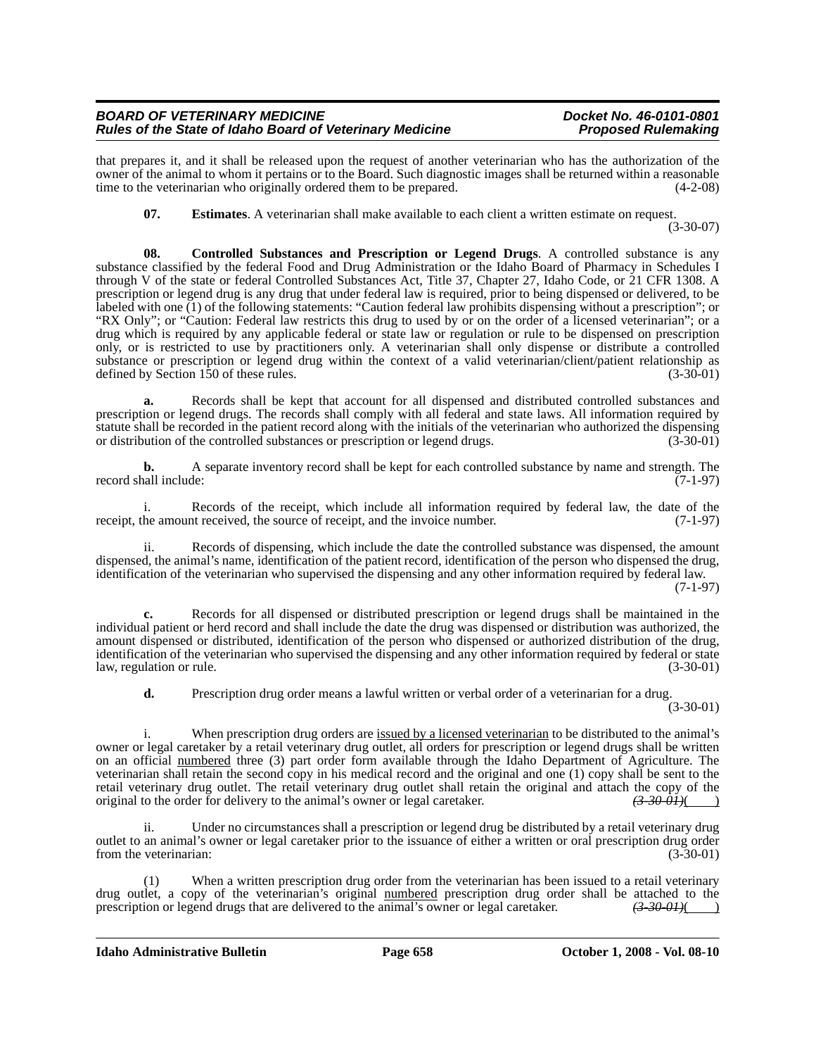that prepares it, and it shall be released upon the request of another veterinarian who has the authorization of the owner of the animal to whom it pertains or to the Board. Such diagnostic images shall be returned within a reasonable time to the veterinarian who originally ordered them to be prepared. (4-2-08)

**07. Estimates**. A veterinarian shall make available to each client a written estimate on request. (3-30-07)

**08. Controlled Substances and Prescription or Legend Drugs**. A controlled substance is any substance classified by the federal Food and Drug Administration or the Idaho Board of Pharmacy in Schedules I through V of the state or federal Controlled Substances Act, Title 37, Chapter 27, Idaho Code, or 21 CFR 1308. A prescription or legend drug is any drug that under federal law is required, prior to being dispensed or delivered, to be labeled with one (1) of the following statements: "Caution federal law prohibits dispensing without a prescription"; or "RX Only"; or "Caution: Federal law restricts this drug to used by or on the order of a licensed veterinarian"; or a drug which is required by any applicable federal or state law or regulation or rule to be dispensed on prescription only, or is restricted to use by practitioners only. A veterinarian shall only dispense or distribute a controlled substance or prescription or legend drug within the context of a valid veterinarian/client/patient relationship as defined by Section 150 of these rules. (3-30-01)

**a.** Records shall be kept that account for all dispensed and distributed controlled substances and prescription or legend drugs. The records shall comply with all federal and state laws. All information required by statute shall be recorded in the patient record along with the initials of the veterinarian who authorized the dispensing or distribution of the controlled substances or prescription or legend drugs. (3-30-01)

**b.** A separate inventory record shall be kept for each controlled substance by name and strength. The record shall include: (7-1-97)

i. Records of the receipt, which include all information required by federal law, the date of the receipt, the amount received, the source of receipt, and the invoice number. (7-1-97)

ii. Records of dispensing, which include the date the controlled substance was dispensed, the amount dispensed, the animal's name, identification of the patient record, identification of the person who dispensed the drug, identification of the veterinarian who supervised the dispensing and any other information required by federal law. (7-1-97)

**c.** Records for all dispensed or distributed prescription or legend drugs shall be maintained in the individual patient or herd record and shall include the date the drug was dispensed or distribution was authorized, the amount dispensed or distributed, identification of the person who dispensed or authorized distribution of the drug, identification of the veterinarian who supervised the dispensing and any other information required by federal or state law, regulation or rule. (3-30-01)

**d.** Prescription drug order means a lawful written or verbal order of a veterinarian for a drug. (3-30-01)

i. When prescription drug orders are <u>issued by a licensed veterinarian</u> to be distributed to the animal's owner or legal caretaker by a retail veterinary drug outlet, all orders for prescription or legend drugs shall be written on an official <u>numbered</u> three (3) part order form available through the Idaho Department of Agriculture. The veterinarian shall retain the second copy in his medical record and the original and one (1) copy shall be sent to the retail veterinary drug outlet. The retail veterinary drug outlet shall retain the original and attach the copy of the original to the order for delivery to the animal's owner or legal caretaker. ~~(3-30-01)~~(    )

ii. Under no circumstances shall a prescription or legend drug be distributed by a retail veterinary drug outlet to an animal's owner or legal caretaker prior to the issuance of either a written or oral prescription drug order from the veterinarian: (3-30-01)

(1) When a written prescription drug order from the veterinarian has been issued to a retail veterinary drug outlet, a copy of the veterinarian's original <u>numbered</u> prescription drug order shall be attached to the prescription or legend drugs that are delivered to the animal's owner or legal caretaker. ~~(3-30-01)~~(    )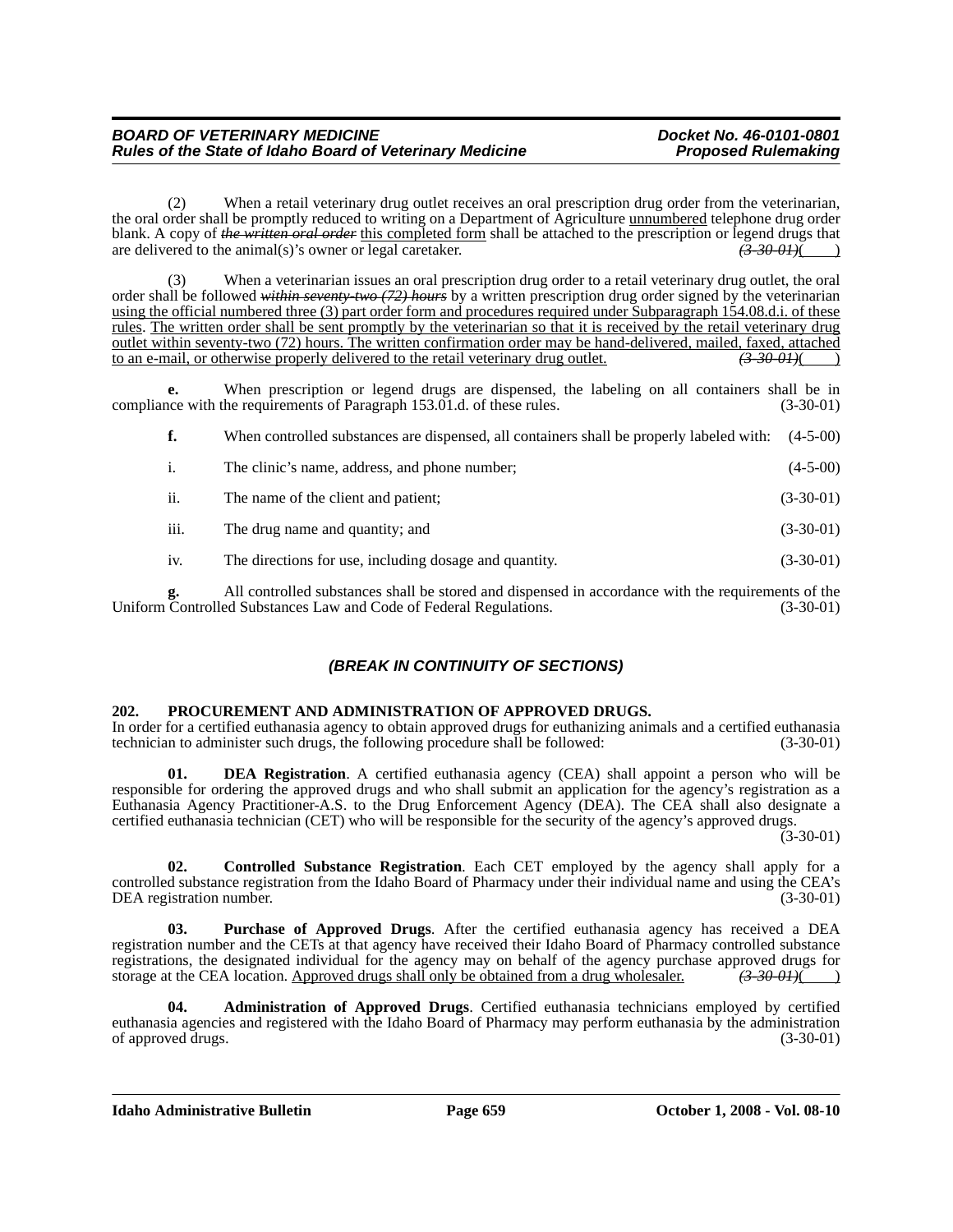(2) When a retail veterinary drug outlet receives an oral prescription drug order from the veterinarian, the oral order shall be promptly reduced to writing on a Department of Agriculture unnumbered telephone drug order blank. A copy of ~~*the written oral order*~~ this completed form shall be attached to the prescription or legend drugs that are delivered to the animal(s)'s owner or legal caretaker. ~~*(3-30-01)*~~( )

(3) When a veterinarian issues an oral prescription drug order to a retail veterinary drug outlet, the oral order shall be followed ~~***within seventy-two (72) hours***~~ by a written prescription drug order signed by the veterinarian using the official numbered three (3) part order form and procedures required under Subparagraph 154.08.d.i. of these rules. The written order shall be sent promptly by the veterinarian so that it is received by the retail veterinary drug outlet within seventy-two (72) hours. The written confirmation order may be hand-delivered, mailed, faxed, attached to an e-mail, or otherwise properly delivered to the retail veterinary drug outlet. ~~*(3-30-01)*~~( )

**e.** When prescription or legend drugs are dispensed, the labeling on all containers shall be in compliance with the requirements of Paragraph 153.01.d. of these rules. (3-30-01)

**f.** When controlled substances are dispensed, all containers shall be properly labeled with: (4-5-00)

i. The clinic's name, address, and phone number; (4-5-00)

ii. The name of the client and patient; (3-30-01)

iii. The drug name and quantity; and (3-30-01)

iv. The directions for use, including dosage and quantity. (3-30-01)

**g.** All controlled substances shall be stored and dispensed in accordance with the requirements of the Uniform Controlled Substances Law and Code of Federal Regulations. (3-30-01)

***(BREAK IN CONTINUITY OF SECTIONS)***

**202. PROCUREMENT AND ADMINISTRATION OF APPROVED DRUGS.**

In order for a certified euthanasia agency to obtain approved drugs for euthanizing animals and a certified euthanasia technician to administer such drugs, the following procedure shall be followed: (3-30-01)

**01. DEA Registration**. A certified euthanasia agency (CEA) shall appoint a person who will be responsible for ordering the approved drugs and who shall submit an application for the agency's registration as a Euthanasia Agency Practitioner-A.S. to the Drug Enforcement Agency (DEA). The CEA shall also designate a certified euthanasia technician (CET) who will be responsible for the security of the agency's approved drugs. (3-30-01)

**02. Controlled Substance Registration**. Each CET employed by the agency shall apply for a controlled substance registration from the Idaho Board of Pharmacy under their individual name and using the CEA's DEA registration number. (3-30-01)

**03. Purchase of Approved Drugs**. After the certified euthanasia agency has received a DEA registration number and the CETs at that agency have received their Idaho Board of Pharmacy controlled substance registrations, the designated individual for the agency may on behalf of the agency purchase approved drugs for storage at the CEA location. Approved drugs shall only be obtained from a drug wholesaler. ~~*(3-30-01)*~~( )

**04. Administration of Approved Drugs**. Certified euthanasia technicians employed by certified euthanasia agencies and registered with the Idaho Board of Pharmacy may perform euthanasia by the administration of approved drugs. (3-30-01)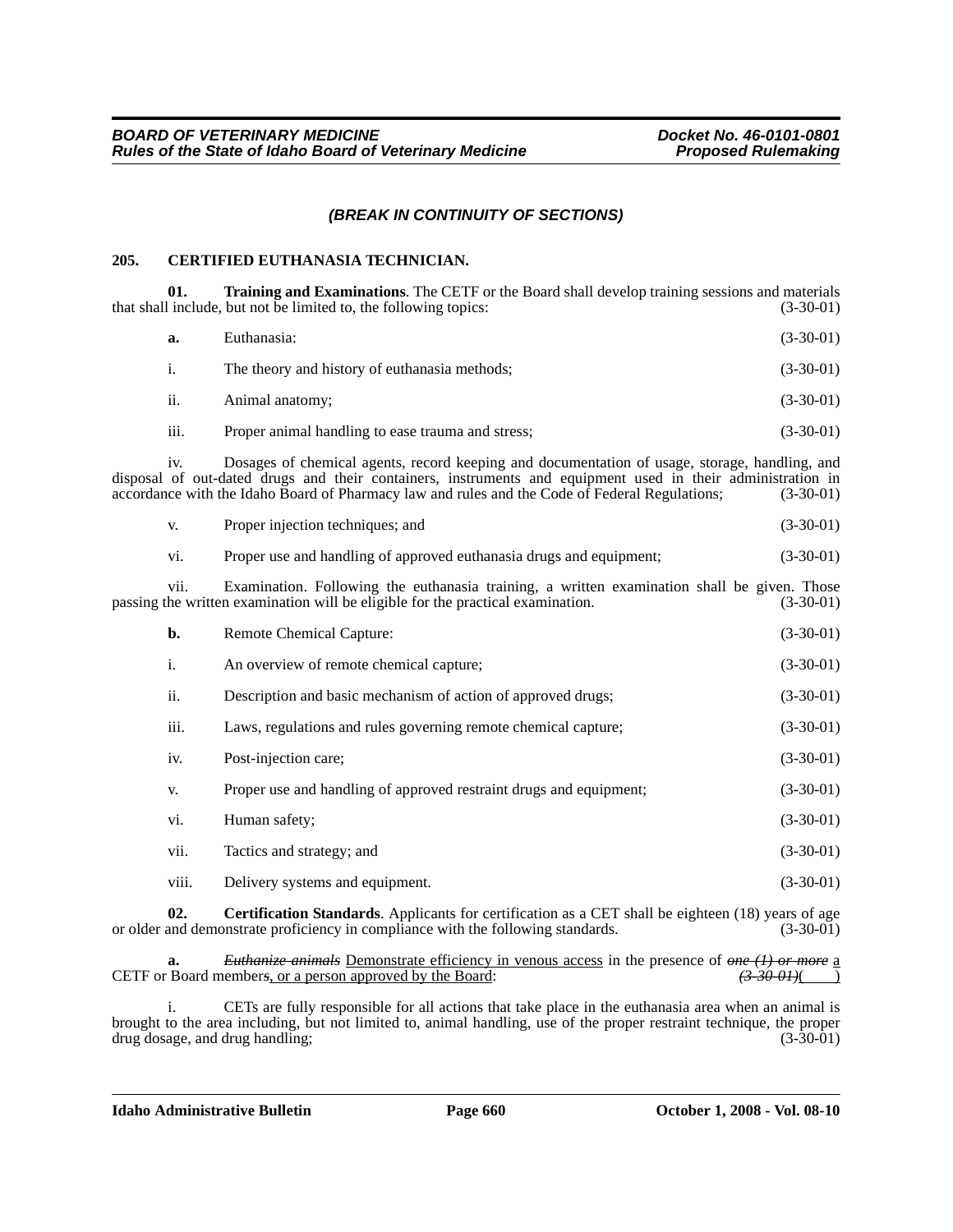*(BREAK IN CONTINUITY OF SECTIONS)*

**205. CERTIFIED EUTHANASIA TECHNICIAN.**

**01. Training and Examinations**. The CETF or the Board shall develop training sessions and materials that shall include, but not be limited to, the following topics: (3-30-01)

**a.** Euthanasia: (3-30-01)

i. The theory and history of euthanasia methods; (3-30-01)

ii. Animal anatomy; (3-30-01)

iii. Proper animal handling to ease trauma and stress; (3-30-01)

iv. Dosages of chemical agents, record keeping and documentation of usage, storage, handling, and disposal of out-dated drugs and their containers, instruments and equipment used in their administration in accordance with the Idaho Board of Pharmacy law and rules and the Code of Federal Regulations; (3-30-01)

v. Proper injection techniques; and (3-30-01)

vi. Proper use and handling of approved euthanasia drugs and equipment; (3-30-01)

vii. Examination. Following the euthanasia training, a written examination shall be given. Those passing the written examination will be eligible for the practical examination. (3-30-01)

**b.** Remote Chemical Capture: (3-30-01)

i. An overview of remote chemical capture; (3-30-01)

ii. Description and basic mechanism of action of approved drugs; (3-30-01)

iii. Laws, regulations and rules governing remote chemical capture; (3-30-01)

iv. Post-injection care; (3-30-01)

v. Proper use and handling of approved restraint drugs and equipment; (3-30-01)

vi. Human safety; (3-30-01)

vii. Tactics and strategy; and (3-30-01)

viii. Delivery systems and equipment. (3-30-01)

**02. Certification Standards**. Applicants for certification as a CET shall be eighteen (18) years of age or older and demonstrate proficiency in compliance with the following standards. (3-30-01)

**a.** ~~*Euthanize animals*~~ <u>Demonstrate efficiency in venous access</u> in the presence of ~~*one (1) or more*~~ <u>a</u> CETF or Board member~~*s*~~<u>, or a person approved by the Board</u>: ~~*(3-30-01)*~~( )

i. CETs are fully responsible for all actions that take place in the euthanasia area when an animal is brought to the area including, but not limited to, animal handling, use of the proper restraint technique, the proper drug dosage, and drug handling; (3-30-01)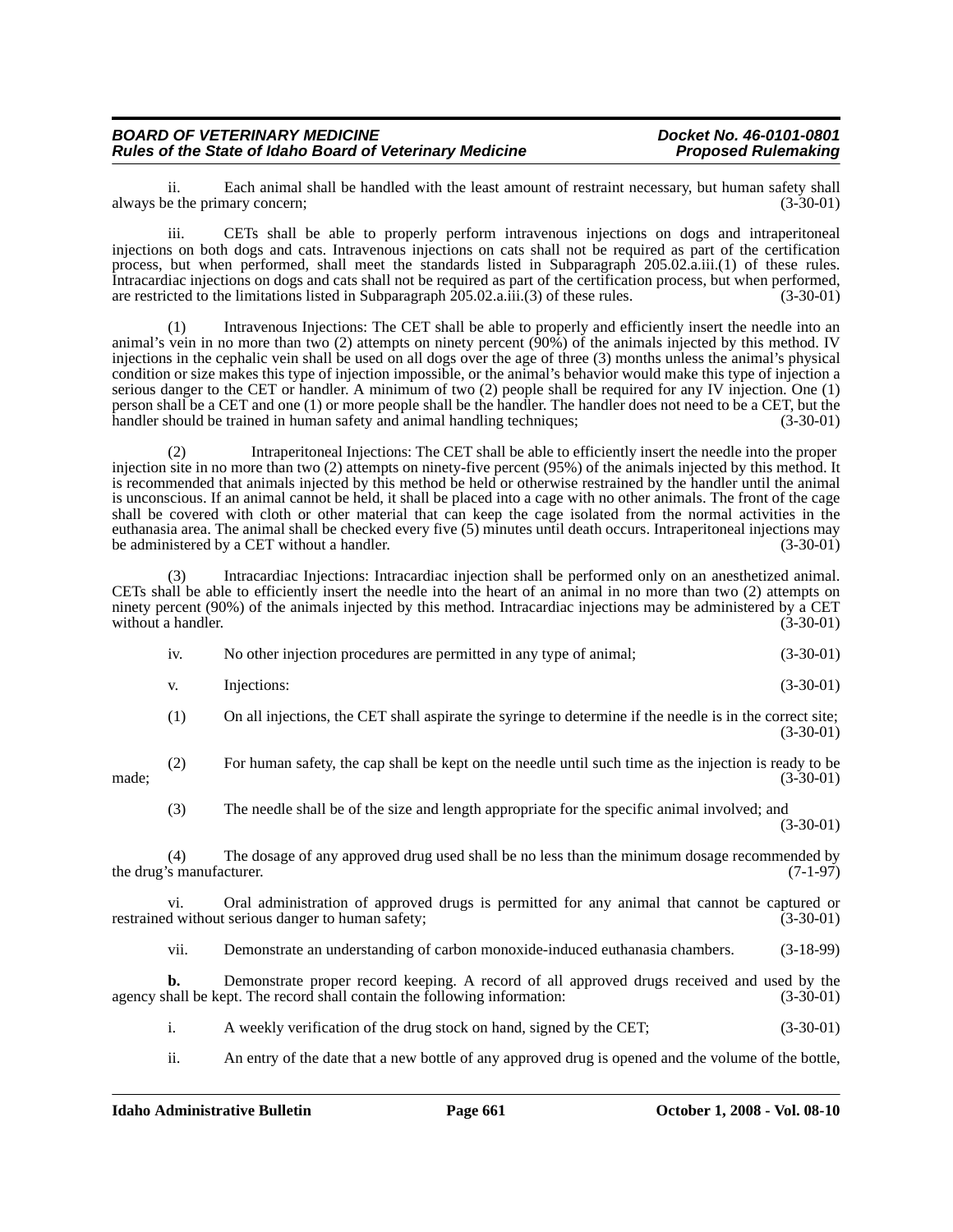ii. Each animal shall be handled with the least amount of restraint necessary, but human safety shall always be the primary concern; (3-30-01)

iii. CETs shall be able to properly perform intravenous injections on dogs and intraperitoneal injections on both dogs and cats. Intravenous injections on cats shall not be required as part of the certification process, but when performed, shall meet the standards listed in Subparagraph 205.02.a.iii.(1) of these rules. Intracardiac injections on dogs and cats shall not be required as part of the certification process, but when performed, are restricted to the limitations listed in Subparagraph 205.02.a.iii.(3) of these rules. (3-30-01)

(1) Intravenous Injections: The CET shall be able to properly and efficiently insert the needle into an animal's vein in no more than two (2) attempts on ninety percent (90%) of the animals injected by this method. IV injections in the cephalic vein shall be used on all dogs over the age of three (3) months unless the animal's physical condition or size makes this type of injection impossible, or the animal's behavior would make this type of injection a serious danger to the CET or handler. A minimum of two (2) people shall be required for any IV injection. One (1) person shall be a CET and one (1) or more people shall be the handler. The handler does not need to be a CET, but the handler should be trained in human safety and animal handling techniques; (3-30-01)

(2) Intraperitoneal Injections: The CET shall be able to efficiently insert the needle into the proper injection site in no more than two (2) attempts on ninety-five percent (95%) of the animals injected by this method. It is recommended that animals injected by this method be held or otherwise restrained by the handler until the animal is unconscious. If an animal cannot be held, it shall be placed into a cage with no other animals. The front of the cage shall be covered with cloth or other material that can keep the cage isolated from the normal activities in the euthanasia area. The animal shall be checked every five (5) minutes until death occurs. Intraperitoneal injections may be administered by a CET without a handler. (3-30-01)

(3) Intracardiac Injections: Intracardiac injection shall be performed only on an anesthetized animal. CETs shall be able to efficiently insert the needle into the heart of an animal in no more than two (2) attempts on ninety percent (90%) of the animals injected by this method. Intracardiac injections may be administered by a CET without a handler. (3-30-01)

iv. No other injection procedures are permitted in any type of animal; (3-30-01)

v. Injections: (3-30-01)

(1) On all injections, the CET shall aspirate the syringe to determine if the needle is in the correct site; (3-30-01)

(2) For human safety, the cap shall be kept on the needle until such time as the injection is ready to be made; (3-30-01)

(3) The needle shall be of the size and length appropriate for the specific animal involved; and (3-30-01)

(4) The dosage of any approved drug used shall be no less than the minimum dosage recommended by the drug's manufacturer. (7-1-97)

vi. Oral administration of approved drugs is permitted for any animal that cannot be captured or restrained without serious danger to human safety; (3-30-01)

vii. Demonstrate an understanding of carbon monoxide-induced euthanasia chambers. (3-18-99)

**b.** Demonstrate proper record keeping. A record of all approved drugs received and used by the agency shall be kept. The record shall contain the following information: (3-30-01)

i. A weekly verification of the drug stock on hand, signed by the CET; (3-30-01)

ii. An entry of the date that a new bottle of any approved drug is opened and the volume of the bottle,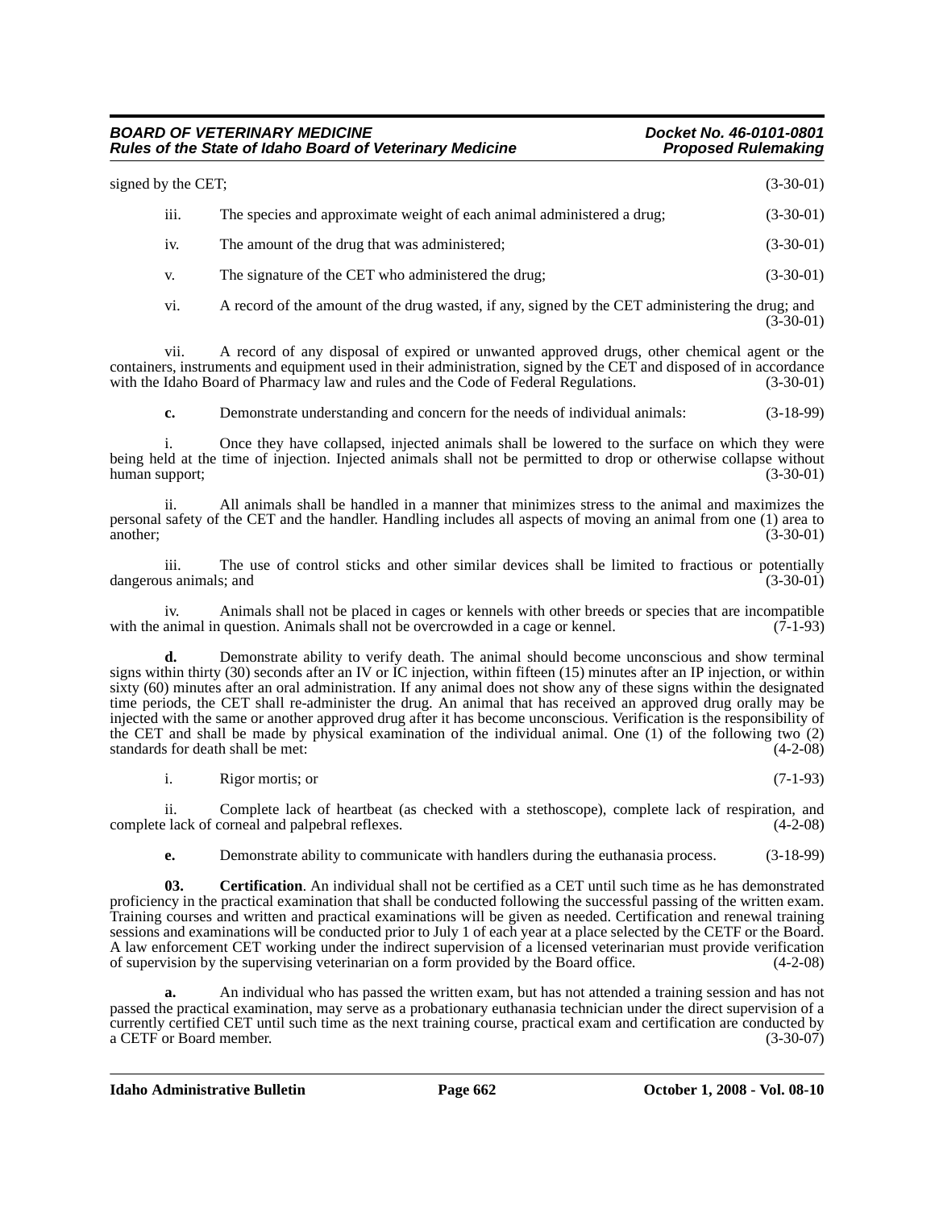signed by the CET; (3-30-01)

iii. The species and approximate weight of each animal administered a drug; (3-30-01)

iv. The amount of the drug that was administered; (3-30-01)

v. The signature of the CET who administered the drug; (3-30-01)

vi. A record of the amount of the drug wasted, if any, signed by the CET administering the drug; and (3-30-01)

vii. A record of any disposal of expired or unwanted approved drugs, other chemical agent or the containers, instruments and equipment used in their administration, signed by the CET and disposed of in accordance with the Idaho Board of Pharmacy law and rules and the Code of Federal Regulations. (3-30-01)

**c.** Demonstrate understanding and concern for the needs of individual animals: (3-18-99)

i. Once they have collapsed, injected animals shall be lowered to the surface on which they were being held at the time of injection. Injected animals shall not be permitted to drop or otherwise collapse without human support; (3-30-01)

ii. All animals shall be handled in a manner that minimizes stress to the animal and maximizes the personal safety of the CET and the handler. Handling includes all aspects of moving an animal from one (1) area to another; (3-30-01)

iii. The use of control sticks and other similar devices shall be limited to fractious or potentially dangerous animals; and (3-30-01)

iv. Animals shall not be placed in cages or kennels with other breeds or species that are incompatible with the animal in question. Animals shall not be overcrowded in a cage or kennel. (7-1-93)

**d.** Demonstrate ability to verify death. The animal should become unconscious and show terminal signs within thirty (30) seconds after an IV or IC injection, within fifteen (15) minutes after an IP injection, or within sixty (60) minutes after an oral administration. If any animal does not show any of these signs within the designated time periods, the CET shall re-administer the drug. An animal that has received an approved drug orally may be injected with the same or another approved drug after it has become unconscious. Verification is the responsibility of the CET and shall be made by physical examination of the individual animal. One (1) of the following two (2) standards for death shall be met: (4-2-08)

i. Rigor mortis; or (7-1-93)

ii. Complete lack of heartbeat (as checked with a stethoscope), complete lack of respiration, and complete lack of corneal and palpebral reflexes. (4-2-08)

**e.** Demonstrate ability to communicate with handlers during the euthanasia process. (3-18-99)

**03. Certification**. An individual shall not be certified as a CET until such time as he has demonstrated proficiency in the practical examination that shall be conducted following the successful passing of the written exam. Training courses and written and practical examinations will be given as needed. Certification and renewal training sessions and examinations will be conducted prior to July 1 of each year at a place selected by the CETF or the Board. A law enforcement CET working under the indirect supervision of a licensed veterinarian must provide verification of supervision by the supervising veterinarian on a form provided by the Board office. (4-2-08)

**a.** An individual who has passed the written exam, but has not attended a training session and has not passed the practical examination, may serve as a probationary euthanasia technician under the direct supervision of a currently certified CET until such time as the next training course, practical exam and certification are conducted by a CETF or Board member. (3-30-07)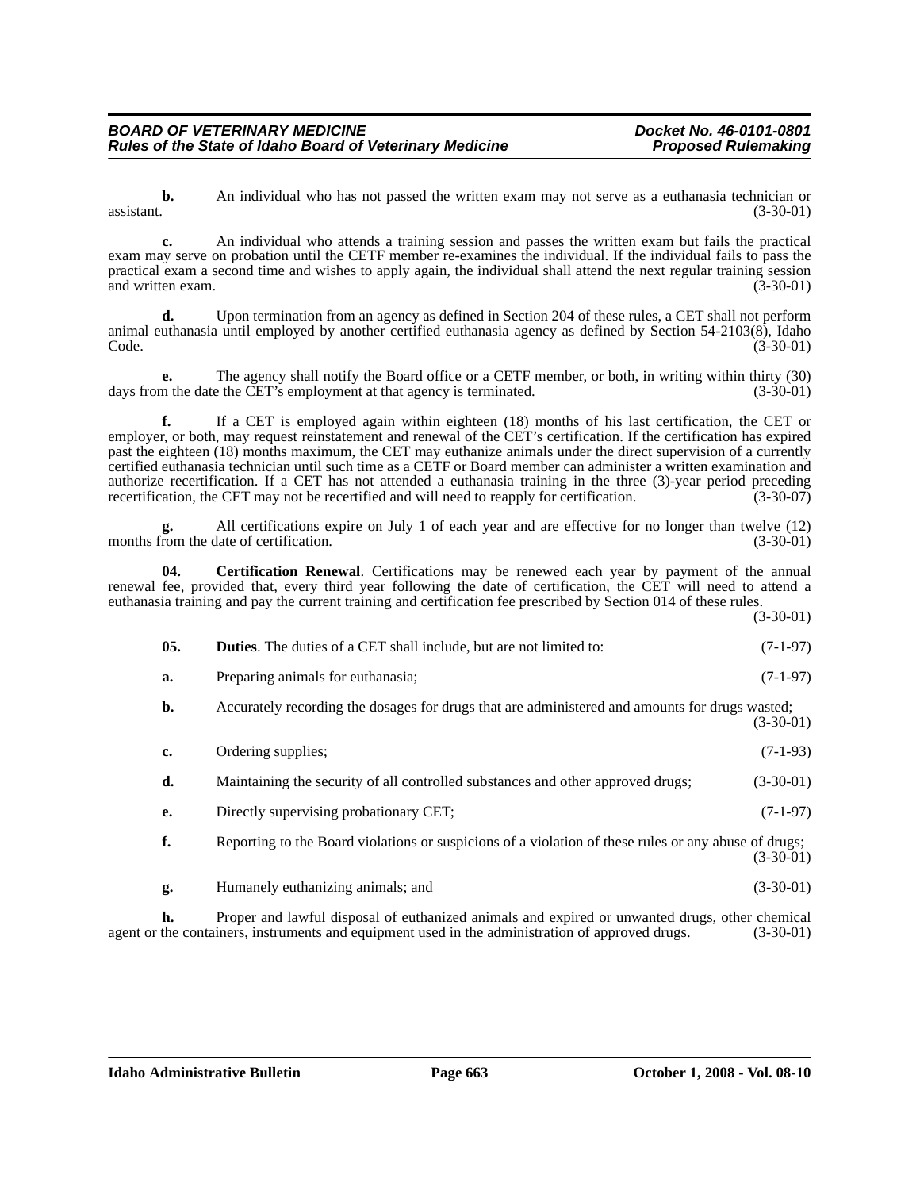**b.** An individual who has not passed the written exam may not serve as a euthanasia technician or assistant. (3-30-01)

**c.** An individual who attends a training session and passes the written exam but fails the practical exam may serve on probation until the CETF member re-examines the individual. If the individual fails to pass the practical exam a second time and wishes to apply again, the individual shall attend the next regular training session and written exam. (3-30-01)

**d.** Upon termination from an agency as defined in Section 204 of these rules, a CET shall not perform animal euthanasia until employed by another certified euthanasia agency as defined by Section 54-2103(8), Idaho Code. (3-30-01)

**e.** The agency shall notify the Board office or a CETF member, or both, in writing within thirty (30) days from the date the CET's employment at that agency is terminated. (3-30-01)

**f.** If a CET is employed again within eighteen (18) months of his last certification, the CET or employer, or both, may request reinstatement and renewal of the CET's certification. If the certification has expired past the eighteen (18) months maximum, the CET may euthanize animals under the direct supervision of a currently certified euthanasia technician until such time as a CETF or Board member can administer a written examination and authorize recertification. If a CET has not attended a euthanasia training in the three (3)-year period preceding recertification, the CET may not be recertified and will need to reapply for certification. (3-30-07)

**g.** All certifications expire on July 1 of each year and are effective for no longer than twelve (12) months from the date of certification. (3-30-01)

**04. Certification Renewal**. Certifications may be renewed each year by payment of the annual renewal fee, provided that, every third year following the date of certification, the CET will need to attend a euthanasia training and pay the current training and certification fee prescribed by Section 014 of these rules. (3-30-01)

**05. Duties**. The duties of a CET shall include, but are not limited to: (7-1-97)

**a.** Preparing animals for euthanasia; (7-1-97)

**b.** Accurately recording the dosages for drugs that are administered and amounts for drugs wasted; (3-30-01)

**c.** Ordering supplies; (7-1-93)

**d.** Maintaining the security of all controlled substances and other approved drugs; (3-30-01)

**e.** Directly supervising probationary CET; (7-1-97)

**f.** Reporting to the Board violations or suspicions of a violation of these rules or any abuse of drugs; (3-30-01)

**g.** Humanely euthanizing animals; and (3-30-01)

**h.** Proper and lawful disposal of euthanized animals and expired or unwanted drugs, other chemical agent or the containers, instruments and equipment used in the administration of approved drugs. (3-30-01)